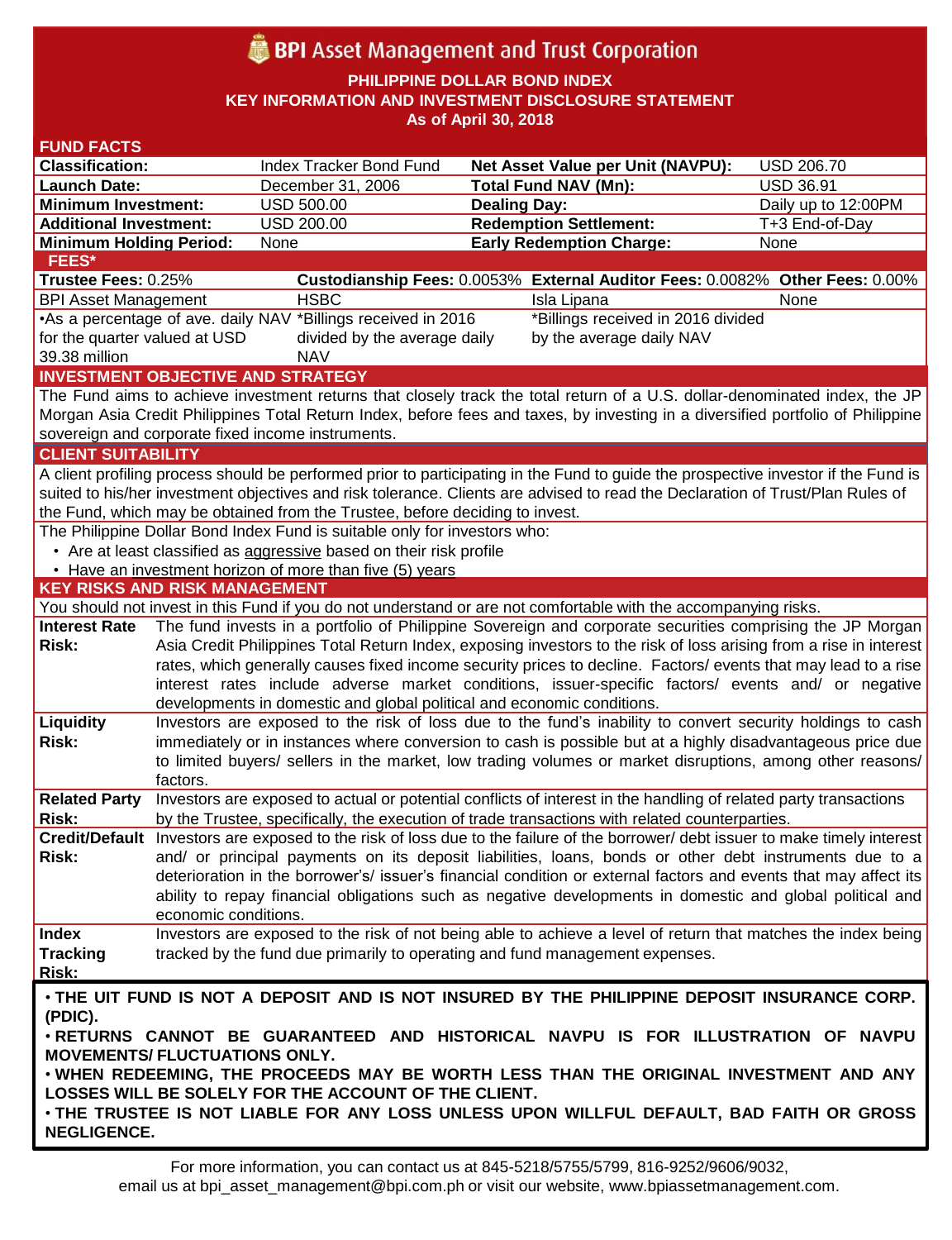# BPI Asset Management and Trust Corporation

**PHILIPPINE DOLLAR BOND INDEX**
**KEY INFORMATION AND INVESTMENT DISCLOSURE STATEMENT**
**As of April 30, 2018**

## FUND FACTS

| | | | |
|---|---|---|---|
| **Classification:** | Index Tracker Bond Fund | **Net Asset Value per Unit (NAVPU):** | USD 206.70 |
| **Launch Date:** | December 31, 2006 | **Total Fund NAV (Mn):** | USD 36.91 |
| **Minimum Investment:** | USD 500.00 | **Dealing Day:** | Daily up to 12:00PM |
| **Additional Investment:** | USD 200.00 | **Redemption Settlement:** | T+3 End-of-Day |
| **Minimum Holding Period:** | None | **Early Redemption Charge:** | None |

## FEES*

| **Trustee Fees:** 0.25% | **Custodianship Fees:** 0.0053% | **External Auditor Fees:** 0.0082% | **Other Fees:** 0.00% |
|---|---|---|---|
| BPI Asset Management | HSBC | Isla Lipana | None |
| •As a percentage of ave. daily NAV for the quarter valued at USD 39.38 million | *Billings received in 2016 divided by the average daily NAV | *Billings received in 2016 divided by the average daily NAV | |

## INVESTMENT OBJECTIVE AND STRATEGY

The Fund aims to achieve investment returns that closely track the total return of a U.S. dollar-denominated index, the JP Morgan Asia Credit Philippines Total Return Index, before fees and taxes, by investing in a diversified portfolio of Philippine sovereign and corporate fixed income instruments.

## CLIENT SUITABILITY

A client profiling process should be performed prior to participating in the Fund to guide the prospective investor if the Fund is suited to his/her investment objectives and risk tolerance. Clients are advised to read the Declaration of Trust/Plan Rules of the Fund, which may be obtained from the Trustee, before deciding to invest.

The Philippine Dollar Bond Index Fund is suitable only for investors who:

- Are at least classified as aggressive based on their risk profile
- Have an investment horizon of more than five (5) years

## KEY RISKS AND RISK MANAGEMENT

You should not invest in this Fund if you do not understand or are not comfortable with the accompanying risks.

| | |
|---|---|
| **Interest Rate Risk:** | The fund invests in a portfolio of Philippine Sovereign and corporate securities comprising the JP Morgan Asia Credit Philippines Total Return Index, exposing investors to the risk of loss arising from a rise in interest rates, which generally causes fixed income security prices to decline. Factors/ events that may lead to a rise interest rates include adverse market conditions, issuer-specific factors/ events and/ or negative developments in domestic and global political and economic conditions. |
| **Liquidity Risk:** | Investors are exposed to the risk of loss due to the fund's inability to convert security holdings to cash immediately or in instances where conversion to cash is possible but at a highly disadvantageous price due to limited buyers/ sellers in the market, low trading volumes or market disruptions, among other reasons/ factors. |
| **Related Party Risk:** | Investors are exposed to actual or potential conflicts of interest in the handling of related party transactions by the Trustee, specifically, the execution of trade transactions with related counterparties. |
| **Credit/Default Risk:** | Investors are exposed to the risk of loss due to the failure of the borrower/ debt issuer to make timely interest and/ or principal payments on its deposit liabilities, loans, bonds or other debt instruments due to a deterioration in the borrower's/ issuer's financial condition or external factors and events that may affect its ability to repay financial obligations such as negative developments in domestic and global political and economic conditions. |
| **Index Tracking Risk:** | Investors are exposed to the risk of not being able to achieve a level of return that matches the index being tracked by the fund due primarily to operating and fund management expenses. |

**• THE UIT FUND IS NOT A DEPOSIT AND IS NOT INSURED BY THE PHILIPPINE DEPOSIT INSURANCE CORP. (PDIC).**
**• RETURNS CANNOT BE GUARANTEED AND HISTORICAL NAVPU IS FOR ILLUSTRATION OF NAVPU MOVEMENTS/ FLUCTUATIONS ONLY.**
**• WHEN REDEEMING, THE PROCEEDS MAY BE WORTH LESS THAN THE ORIGINAL INVESTMENT AND ANY LOSSES WILL BE SOLELY FOR THE ACCOUNT OF THE CLIENT.**
**• THE TRUSTEE IS NOT LIABLE FOR ANY LOSS UNLESS UPON WILLFUL DEFAULT, BAD FAITH OR GROSS NEGLIGENCE.**

For more information, you can contact us at 845-5218/5755/5799, 816-9252/9606/9032, email us at bpi_asset_management@bpi.com.ph or visit our website, www.bpiassetmanagement.com.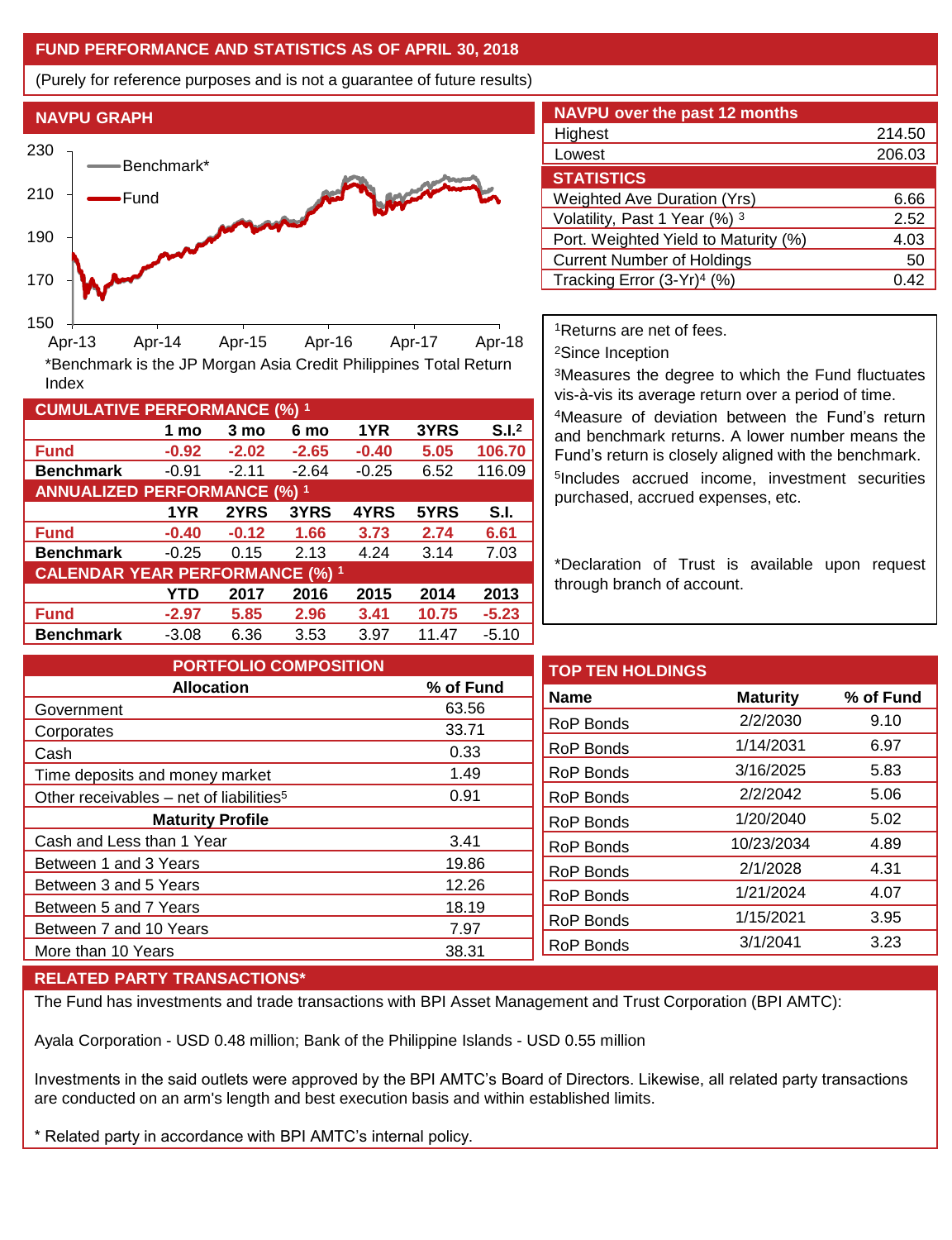## FUND PERFORMANCE AND STATISTICS AS OF APRIL 30, 2018

(Purely for reference purposes and is not a guarantee of future results)

### NAVPU GRAPH

*Benchmark is the JP Morgan Asia Credit Philippines Total Return Index

### NAVPU over the past 12 months

| | |
|---|---|
| Highest | 214.50 |
| Lowest | 206.03 |

### STATISTICS

| | |
|---|---|
| Weighted Ave Duration (Yrs) | 6.66 |
| Volatility, Past 1 Year (%) [3] | 2.52 |
| Port. Weighted Yield to Maturity (%) | 4.03 |
| Current Number of Holdings | 50 |
| Tracking Error (3-Yr)[4] (%) | 0.42 |

### CUMULATIVE PERFORMANCE (%) [1]

| | 1 mo | 3 mo | 6 mo | 1YR | 3YRS | S.I.[2] |
|---|---|---|---|---|---|---|
| **Fund** | **-0.92** | **-2.02** | **-2.65** | **-0.40** | **5.05** | **106.70** |
| **Benchmark** | -0.91 | -2.11 | -2.64 | -0.25 | 6.52 | 116.09 |

### ANNUALIZED PERFORMANCE (%) [1]

| | 1YR | 2YRS | 3YRS | 4YRS | 5YRS | S.I. |
|---|---|---|---|---|---|---|
| **Fund** | **-0.40** | **-0.12** | **1.66** | **3.73** | **2.74** | **6.61** |
| **Benchmark** | -0.25 | 0.15 | 2.13 | 4.24 | 3.14 | 7.03 |

### CALENDAR YEAR PERFORMANCE (%) [1]

| | YTD | 2017 | 2016 | 2015 | 2014 | 2013 |
|---|---|---|---|---|---|---|
| **Fund** | **-2.97** | **5.85** | **2.96** | **3.41** | **10.75** | **-5.23** |
| **Benchmark** | -3.08 | 6.36 | 3.53 | 3.97 | 11.47 | -5.10 |

[1]Returns are net of fees.
[2]Since Inception
[3]Measures the degree to which the Fund fluctuates vis-à-vis its average return over a period of time.
[4]Measure of deviation between the Fund's return and benchmark returns. A lower number means the Fund's return is closely aligned with the benchmark.
[5]Includes accrued income, investment securities purchased, accrued expenses, etc.

*Declaration of Trust is available upon request through branch of account.

### PORTFOLIO COMPOSITION

| Allocation | % of Fund |
|---|---|
| Government | 63.56 |
| Corporates | 33.71 |
| Cash | 0.33 |
| Time deposits and money market | 1.49 |
| Other receivables – net of liabilities[5] | 0.91 |
| **Maturity Profile** | |
| Cash and Less than 1 Year | 3.41 |
| Between 1 and 3 Years | 19.86 |
| Between 3 and 5 Years | 12.26 |
| Between 5 and 7 Years | 18.19 |
| Between 7 and 10 Years | 7.97 |
| More than 10 Years | 38.31 |

### TOP TEN HOLDINGS

| Name | Maturity | % of Fund |
|---|---|---|
| RoP Bonds | 2/2/2030 | 9.10 |
| RoP Bonds | 1/14/2031 | 6.97 |
| RoP Bonds | 3/16/2025 | 5.83 |
| RoP Bonds | 2/2/2042 | 5.06 |
| RoP Bonds | 1/20/2040 | 5.02 |
| RoP Bonds | 10/23/2034 | 4.89 |
| RoP Bonds | 2/1/2028 | 4.31 |
| RoP Bonds | 1/21/2024 | 4.07 |
| RoP Bonds | 1/15/2021 | 3.95 |
| RoP Bonds | 3/1/2041 | 3.23 |

### RELATED PARTY TRANSACTIONS*

The Fund has investments and trade transactions with BPI Asset Management and Trust Corporation (BPI AMTC):

Ayala Corporation - USD 0.48 million; Bank of the Philippine Islands - USD 0.55 million

Investments in the said outlets were approved by the BPI AMTC's Board of Directors. Likewise, all related party transactions are conducted on an arm's length and best execution basis and within established limits.

* Related party in accordance with BPI AMTC's internal policy.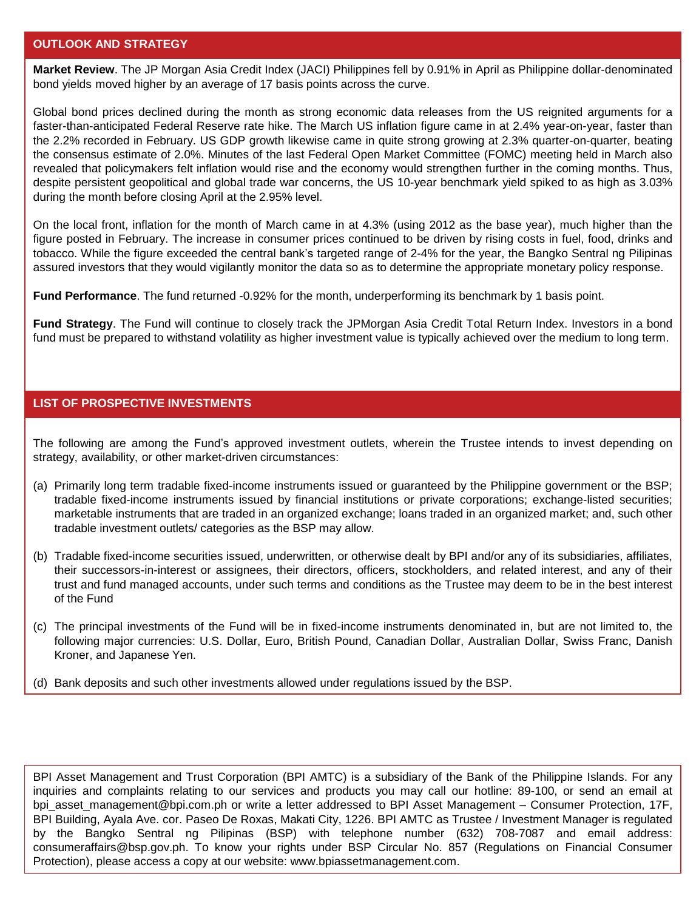## OUTLOOK AND STRATEGY

**Market Review**. The JP Morgan Asia Credit Index (JACI) Philippines fell by 0.91% in April as Philippine dollar-denominated bond yields moved higher by an average of 17 basis points across the curve.

Global bond prices declined during the month as strong economic data releases from the US reignited arguments for a faster-than-anticipated Federal Reserve rate hike. The March US inflation figure came in at 2.4% year-on-year, faster than the 2.2% recorded in February. US GDP growth likewise came in quite strong growing at 2.3% quarter-on-quarter, beating the consensus estimate of 2.0%. Minutes of the last Federal Open Market Committee (FOMC) meeting held in March also revealed that policymakers felt inflation would rise and the economy would strengthen further in the coming months. Thus, despite persistent geopolitical and global trade war concerns, the US 10-year benchmark yield spiked to as high as 3.03% during the month before closing April at the 2.95% level.

On the local front, inflation for the month of March came in at 4.3% (using 2012 as the base year), much higher than the figure posted in February. The increase in consumer prices continued to be driven by rising costs in fuel, food, drinks and tobacco. While the figure exceeded the central bank's targeted range of 2-4% for the year, the Bangko Sentral ng Pilipinas assured investors that they would vigilantly monitor the data so as to determine the appropriate monetary policy response.

**Fund Performance**. The fund returned -0.92% for the month, underperforming its benchmark by 1 basis point.

**Fund Strategy**. The Fund will continue to closely track the JPMorgan Asia Credit Total Return Index. Investors in a bond fund must be prepared to withstand volatility as higher investment value is typically achieved over the medium to long term.

## LIST OF PROSPECTIVE INVESTMENTS

The following are among the Fund's approved investment outlets, wherein the Trustee intends to invest depending on strategy, availability, or other market-driven circumstances:

(a) Primarily long term tradable fixed-income instruments issued or guaranteed by the Philippine government or the BSP; tradable fixed-income instruments issued by financial institutions or private corporations; exchange-listed securities; marketable instruments that are traded in an organized exchange; loans traded in an organized market; and, such other tradable investment outlets/ categories as the BSP may allow.

(b) Tradable fixed-income securities issued, underwritten, or otherwise dealt by BPI and/or any of its subsidiaries, affiliates, their successors-in-interest or assignees, their directors, officers, stockholders, and related interest, and any of their trust and fund managed accounts, under such terms and conditions as the Trustee may deem to be in the best interest of the Fund

(c) The principal investments of the Fund will be in fixed-income instruments denominated in, but are not limited to, the following major currencies: U.S. Dollar, Euro, British Pound, Canadian Dollar, Australian Dollar, Swiss Franc, Danish Kroner, and Japanese Yen.

(d) Bank deposits and such other investments allowed under regulations issued by the BSP.

BPI Asset Management and Trust Corporation (BPI AMTC) is a subsidiary of the Bank of the Philippine Islands. For any inquiries and complaints relating to our services and products you may call our hotline: 89-100, or send an email at bpi_asset_management@bpi.com.ph or write a letter addressed to BPI Asset Management – Consumer Protection, 17F, BPI Building, Ayala Ave. cor. Paseo De Roxas, Makati City, 1226. BPI AMTC as Trustee / Investment Manager is regulated by the Bangko Sentral ng Pilipinas (BSP) with telephone number (632) 708-7087 and email address: consumeraffairs@bsp.gov.ph. To know your rights under BSP Circular No. 857 (Regulations on Financial Consumer Protection), please access a copy at our website: www.bpiassetmanagement.com.